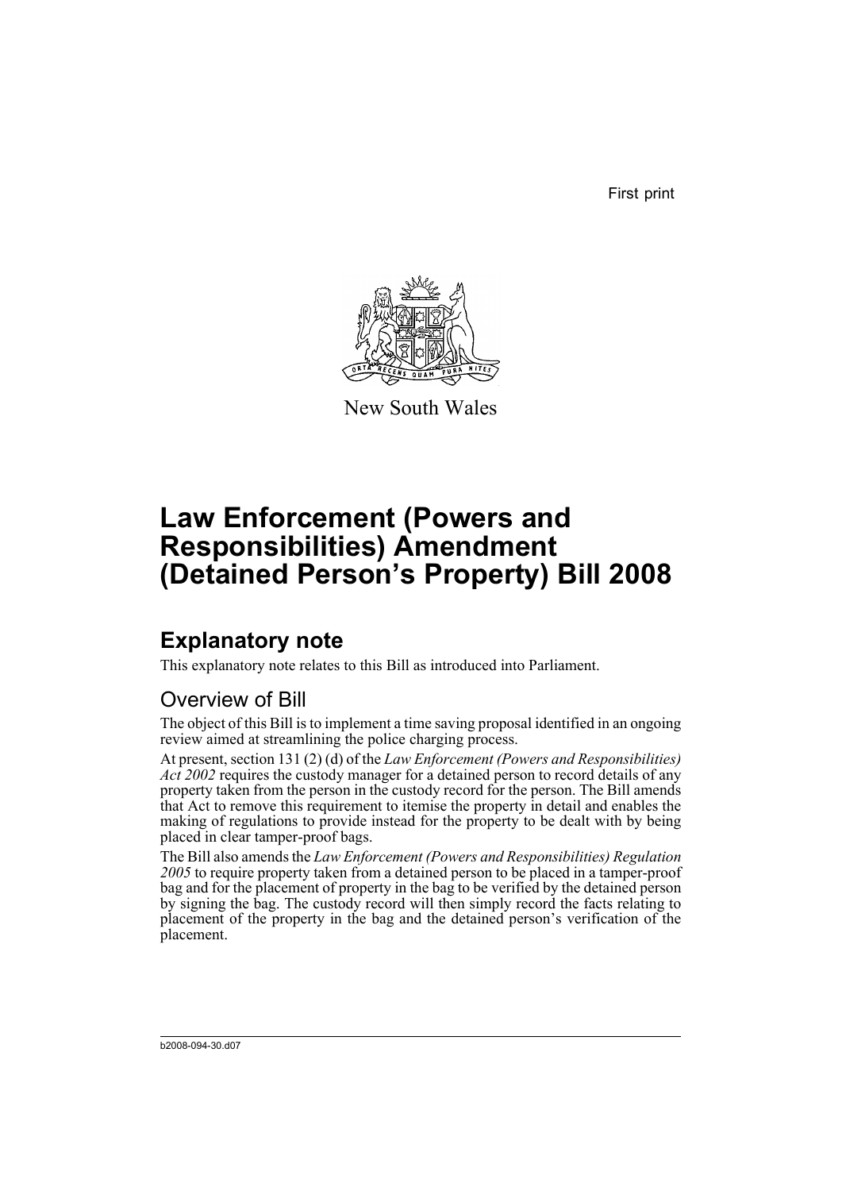First print

New South Wales

# Law Enforcement (Powers and Responsibilities) Amendment (Detained Person's Property) Bill 2008

## Explanatory note

This explanatory note relates to this Bill as introduced into Parliament.

### Overview of Bill

The object of this Bill is to implement a time saving proposal identified in an ongoing review aimed at streamlining the police charging process.

At present, section 131 (2) (d) of the *Law Enforcement (Powers and Responsibilities) Act 2002* requires the custody manager for a detained person to record details of any property taken from the person in the custody record for the person. The Bill amends that Act to remove this requirement to itemise the property in detail and enables the making of regulations to provide instead for the property to be dealt with by being placed in clear tamper-proof bags.

The Bill also amends the *Law Enforcement (Powers and Responsibilities) Regulation 2005* to require property taken from a detained person to be placed in a tamper-proof bag and for the placement of property in the bag to be verified by the detained person by signing the bag. The custody record will then simply record the facts relating to placement of the property in the bag and the detained person's verification of the placement.

b2008-094-30.d07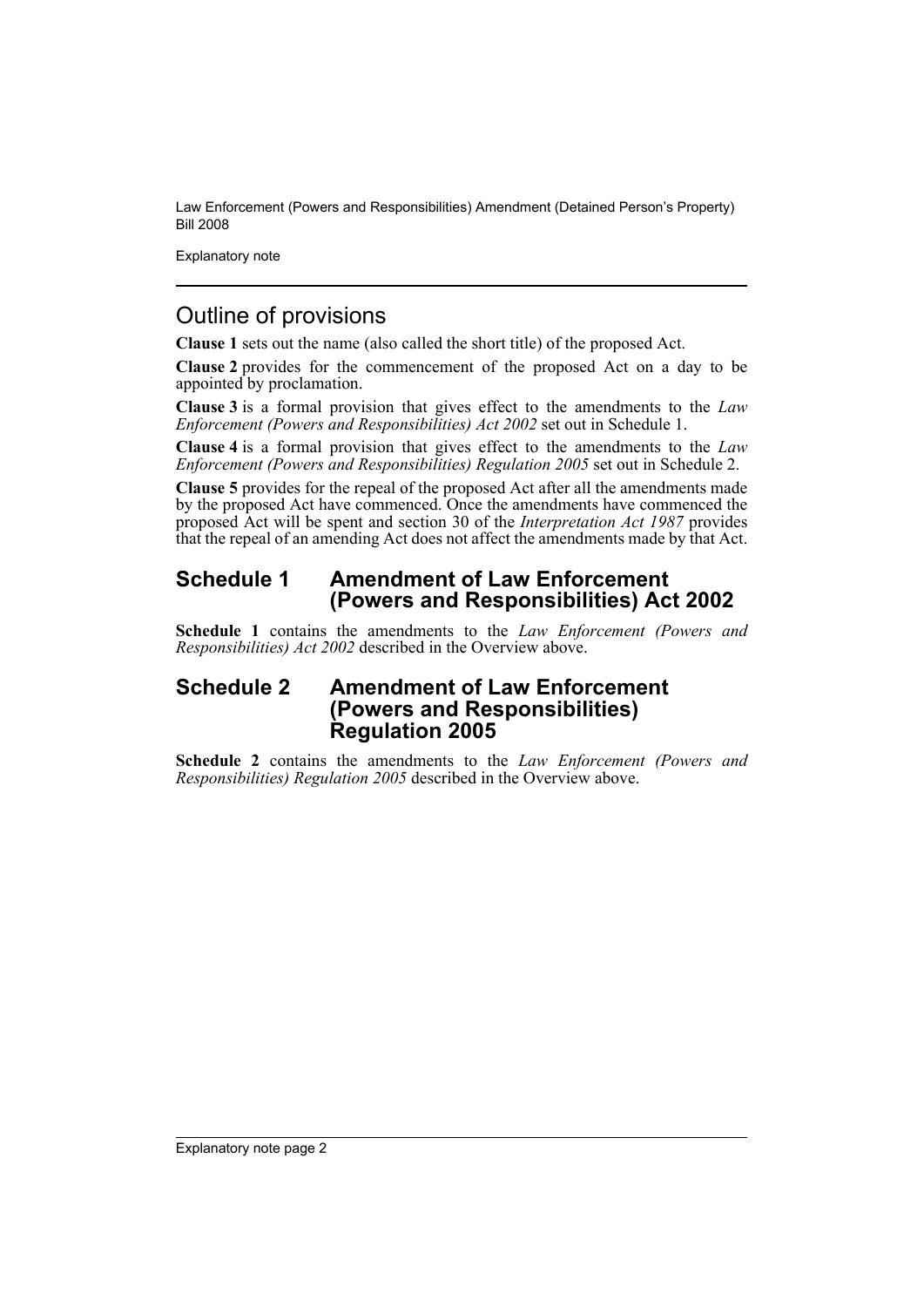## Outline of provisions

**Clause 1** sets out the name (also called the short title) of the proposed Act.

**Clause 2** provides for the commencement of the proposed Act on a day to be appointed by proclamation.

**Clause 3** is a formal provision that gives effect to the amendments to the *Law Enforcement (Powers and Responsibilities) Act 2002* set out in Schedule 1.

**Clause 4** is a formal provision that gives effect to the amendments to the *Law Enforcement (Powers and Responsibilities) Regulation 2005* set out in Schedule 2.

**Clause 5** provides for the repeal of the proposed Act after all the amendments made by the proposed Act have commenced. Once the amendments have commenced the proposed Act will be spent and section 30 of the *Interpretation Act 1987* provides that the repeal of an amending Act does not affect the amendments made by that Act.

## Schedule 1 Amendment of Law Enforcement (Powers and Responsibilities) Act 2002

**Schedule 1** contains the amendments to the *Law Enforcement (Powers and Responsibilities) Act 2002* described in the Overview above.

## Schedule 2 Amendment of Law Enforcement (Powers and Responsibilities) Regulation 2005

**Schedule 2** contains the amendments to the *Law Enforcement (Powers and Responsibilities) Regulation 2005* described in the Overview above.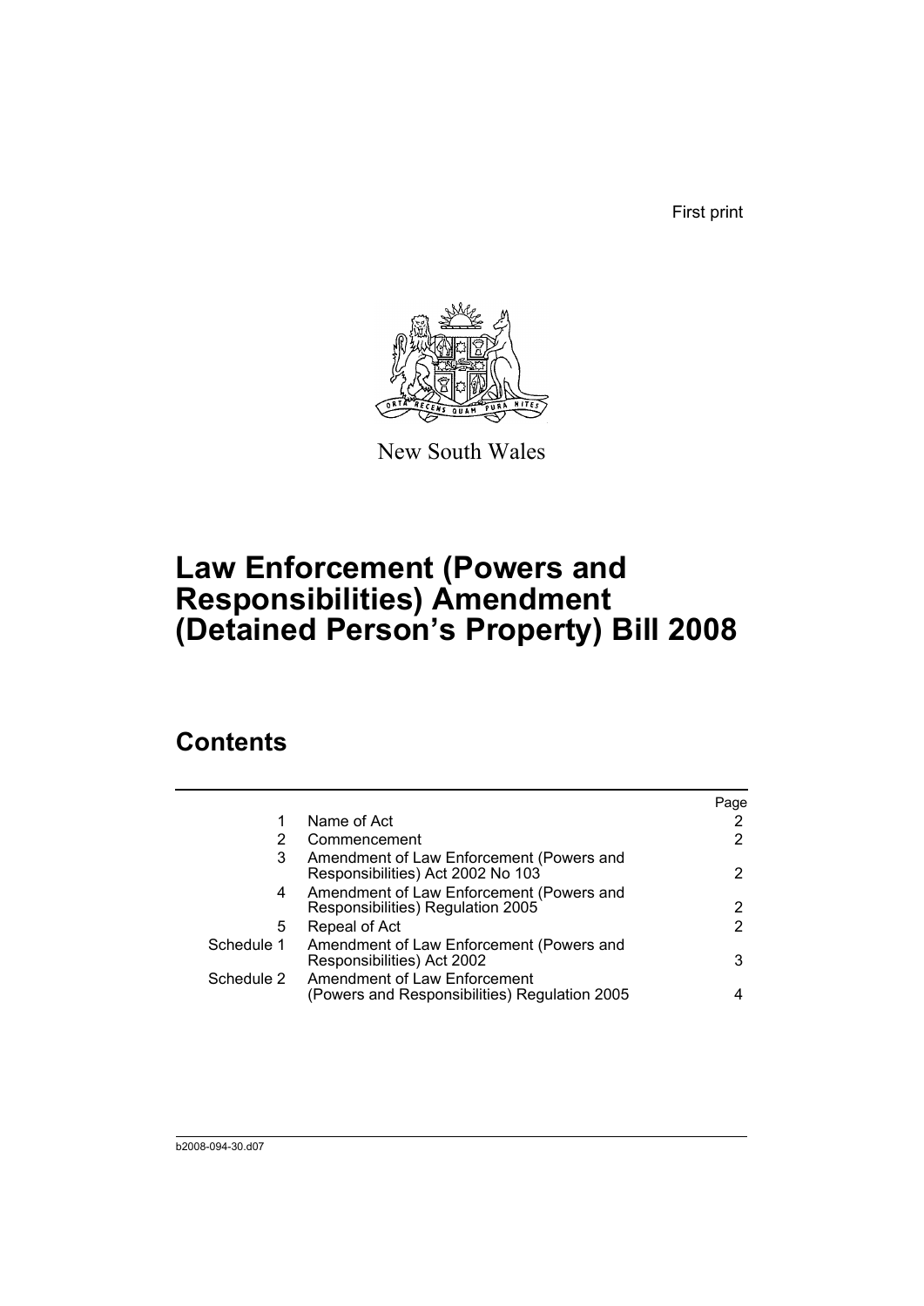First print

New South Wales

# Law Enforcement (Powers and Responsibilities) Amendment (Detained Person's Property) Bill 2008

## Contents

| | | Page |
|---|---|---|
| 1 | Name of Act | 2 |
| 2 | Commencement | 2 |
| 3 | Amendment of Law Enforcement (Powers and Responsibilities) Act 2002 No 103 | 2 |
| 4 | Amendment of Law Enforcement (Powers and Responsibilities) Regulation 2005 | 2 |
| 5 | Repeal of Act | 2 |
| Schedule 1 | Amendment of Law Enforcement (Powers and Responsibilities) Act 2002 | 3 |
| Schedule 2 | Amendment of Law Enforcement (Powers and Responsibilities) Regulation 2005 | 4 |

b2008-094-30.d07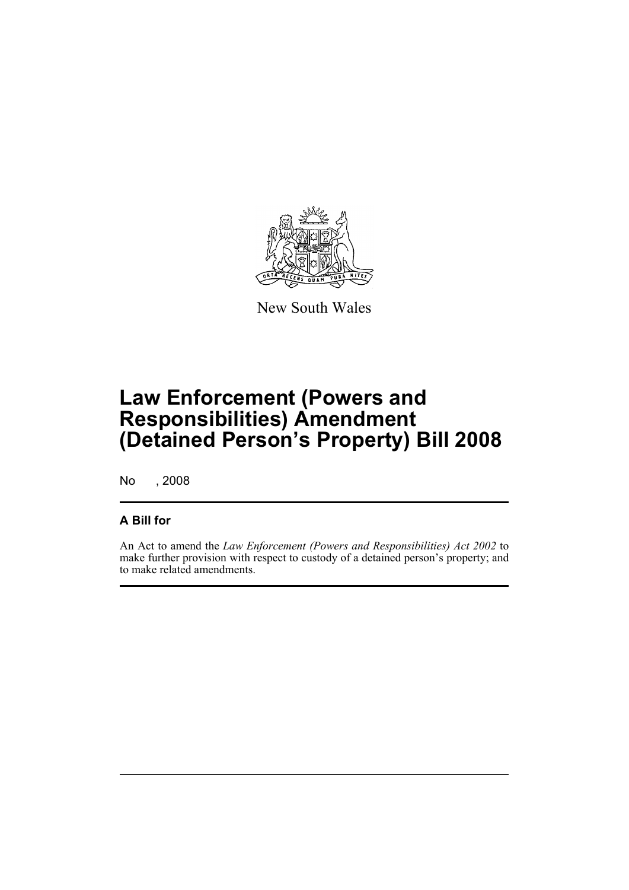New South Wales

# Law Enforcement (Powers and Responsibilities) Amendment (Detained Person's Property) Bill 2008

No , 2008

## A Bill for

An Act to amend the *Law Enforcement (Powers and Responsibilities) Act 2002* to make further provision with respect to custody of a detained person's property; and to make related amendments.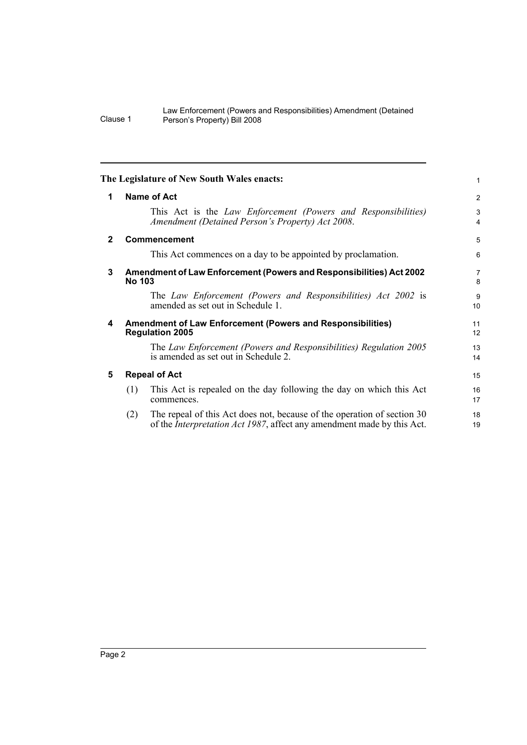**The Legislature of New South Wales enacts:**

## 1 Name of Act

This Act is the *Law Enforcement (Powers and Responsibilities) Amendment (Detained Person's Property) Act 2008*.

## 2 Commencement

This Act commences on a day to be appointed by proclamation.

## 3 Amendment of Law Enforcement (Powers and Responsibilities) Act 2002 No 103

The *Law Enforcement (Powers and Responsibilities) Act 2002* is amended as set out in Schedule 1.

## 4 Amendment of Law Enforcement (Powers and Responsibilities) Regulation 2005

The *Law Enforcement (Powers and Responsibilities) Regulation 2005* is amended as set out in Schedule 2.

## 5 Repeal of Act

(1) This Act is repealed on the day following the day on which this Act commences.

(2) The repeal of this Act does not, because of the operation of section 30 of the *Interpretation Act 1987*, affect any amendment made by this Act.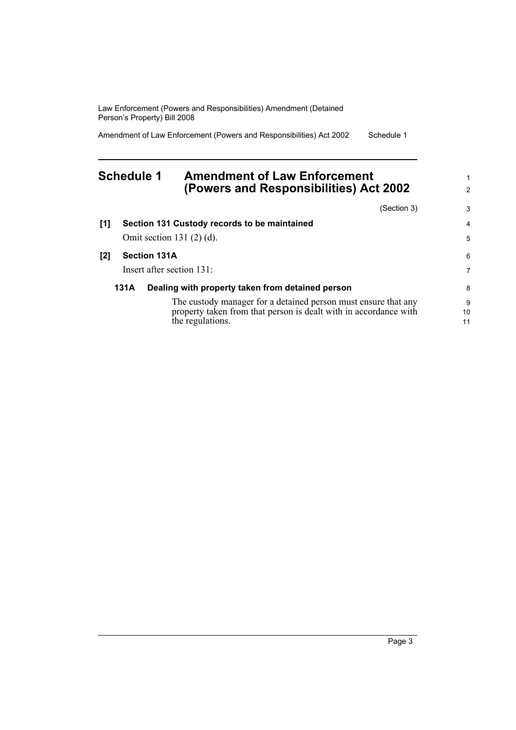## Schedule 1 Amendment of Law Enforcement (Powers and Responsibilities) Act 2002

(Section 3)

**[1] Section 131 Custody records to be maintained**

Omit section 131 (2) (d).

**[2] Section 131A**

Insert after section 131:

**131A Dealing with property taken from detained person**

The custody manager for a detained person must ensure that any property taken from that person is dealt with in accordance with the regulations.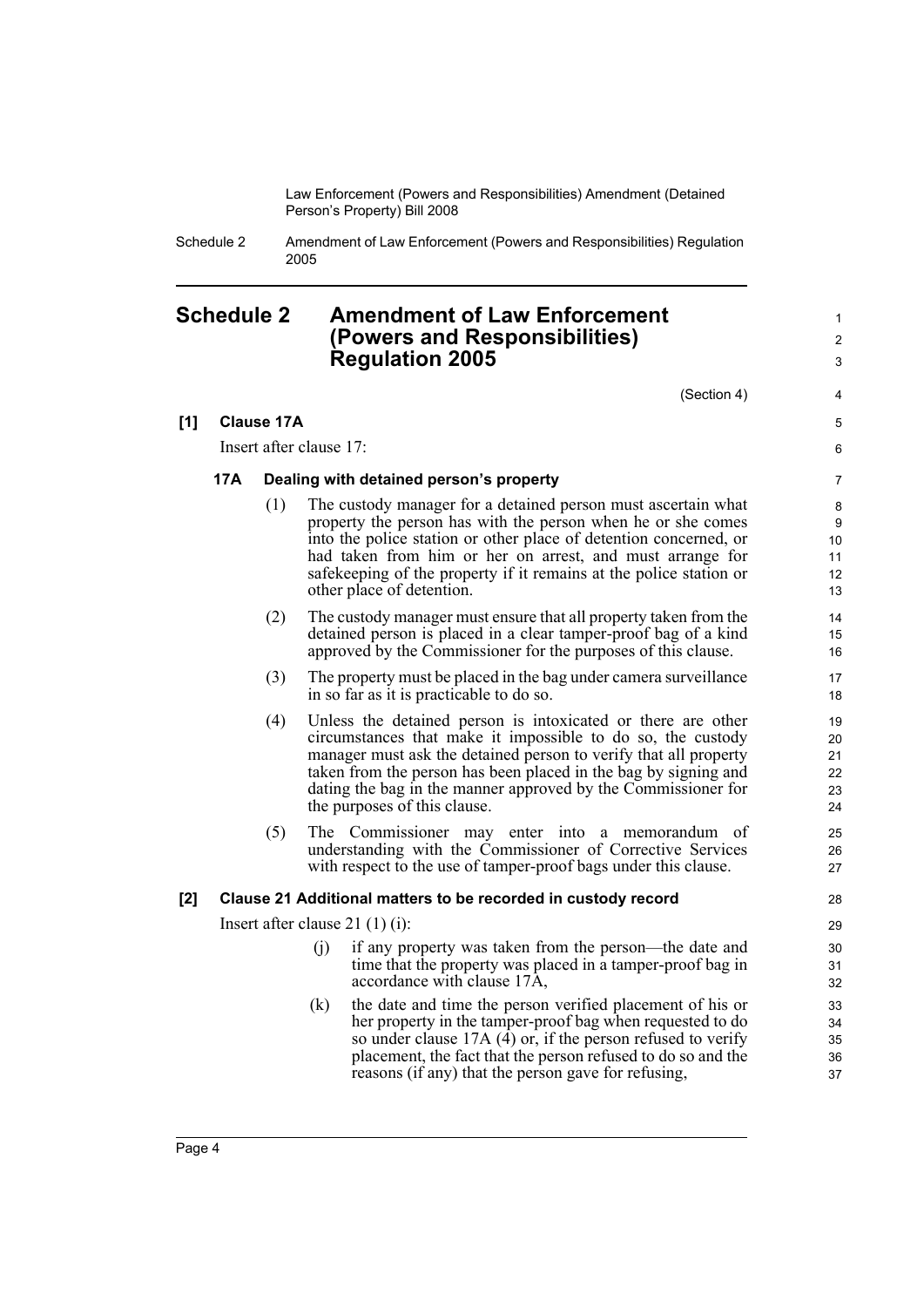# Schedule 2 Amendment of Law Enforcement (Powers and Responsibilities) Regulation 2005

(Section 4)

**[1] Clause 17A**

Insert after clause 17:

**17A Dealing with detained person's property**

(1) The custody manager for a detained person must ascertain what property the person has with the person when he or she comes into the police station or other place of detention concerned, or had taken from him or her on arrest, and must arrange for safekeeping of the property if it remains at the police station or other place of detention.

(2) The custody manager must ensure that all property taken from the detained person is placed in a clear tamper-proof bag of a kind approved by the Commissioner for the purposes of this clause.

(3) The property must be placed in the bag under camera surveillance in so far as it is practicable to do so.

(4) Unless the detained person is intoxicated or there are other circumstances that make it impossible to do so, the custody manager must ask the detained person to verify that all property taken from the person has been placed in the bag by signing and dating the bag in the manner approved by the Commissioner for the purposes of this clause.

(5) The Commissioner may enter into a memorandum of understanding with the Commissioner of Corrective Services with respect to the use of tamper-proof bags under this clause.

**[2] Clause 21 Additional matters to be recorded in custody record**

Insert after clause 21 (1) (i):

(j) if any property was taken from the person—the date and time that the property was placed in a tamper-proof bag in accordance with clause 17A,

(k) the date and time the person verified placement of his or her property in the tamper-proof bag when requested to do so under clause 17A (4) or, if the person refused to verify placement, the fact that the person refused to do so and the reasons (if any) that the person gave for refusing,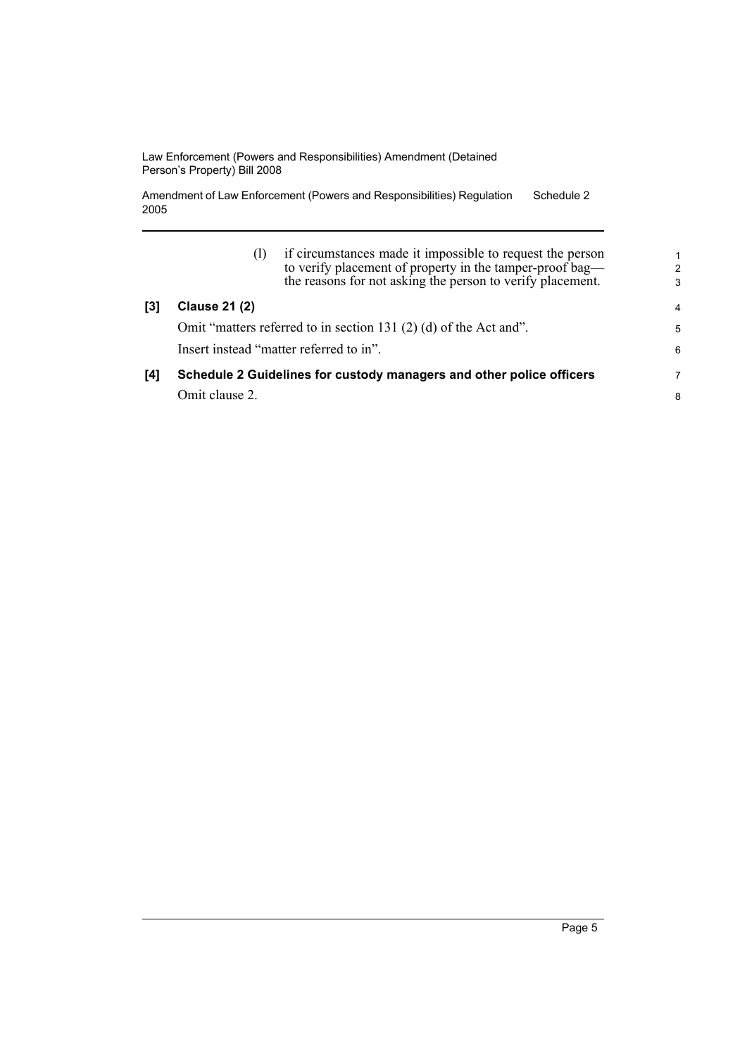(l) if circumstances made it impossible to request the person to verify placement of property in the tamper-proof bag—the reasons for not asking the person to verify placement.

**[3] Clause 21 (2)**

Omit "matters referred to in section 131 (2) (d) of the Act and".

Insert instead "matter referred to in".

**[4] Schedule 2 Guidelines for custody managers and other police officers**

Omit clause 2.